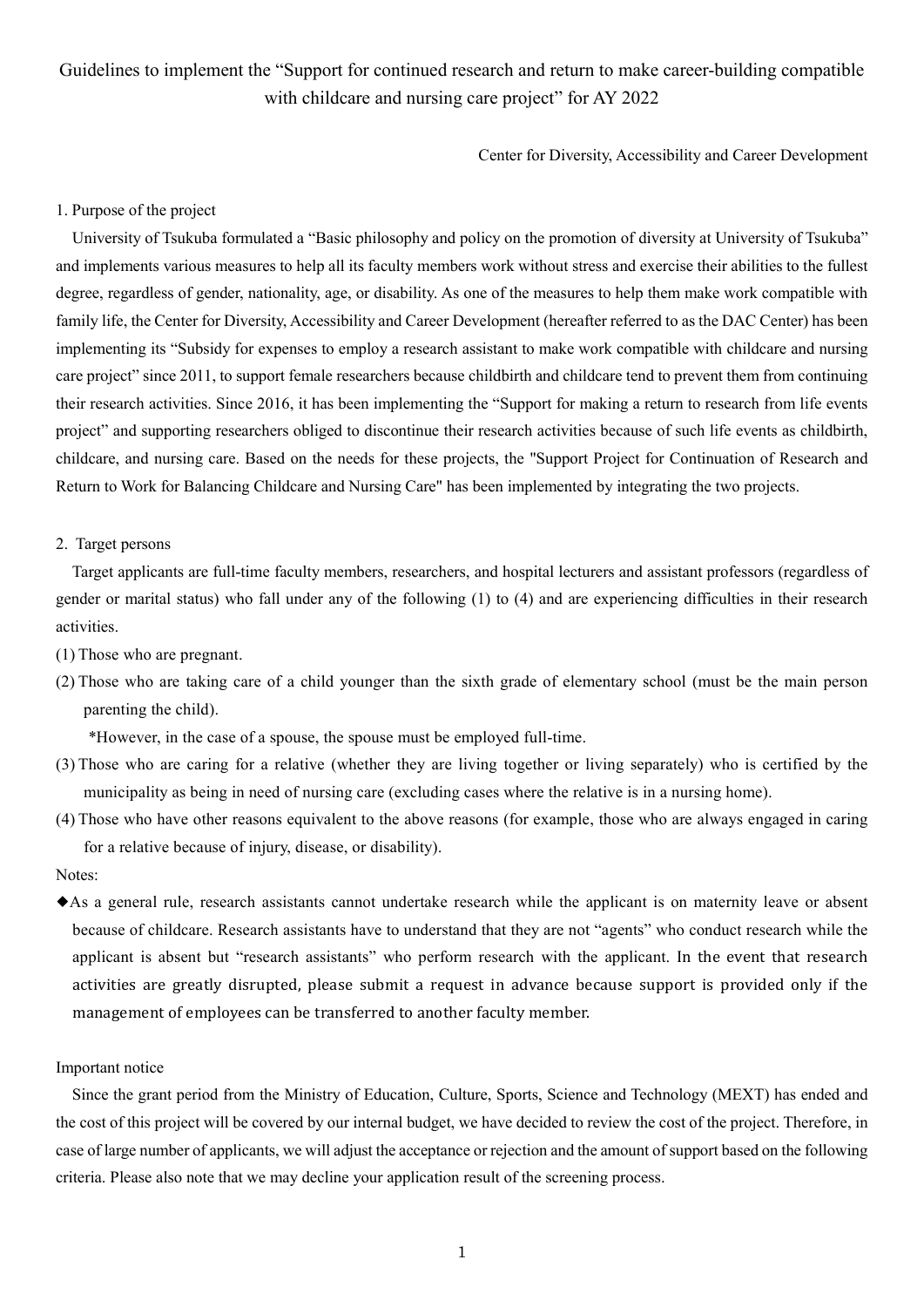# Guidelines to implement the "Support for continued research and return to make career-building compatible with childcare and nursing care project" for AY 2022

Center for Diversity, Accessibility and Career Development

## 1. Purpose of the project

University of Tsukuba formulated a "Basic philosophy and policy on the promotion of diversity at University of Tsukuba" and implements various measures to help all its faculty members work without stress and exercise their abilities to the fullest degree, regardless of gender, nationality, age, or disability. As one of the measures to help them make work compatible with family life, the Center for Diversity, Accessibility and Career Development (hereafter referred to as the DAC Center) has been implementing its "Subsidy for expenses to employ a research assistant to make work compatible with childcare and nursing care project" since 2011, to support female researchers because childbirth and childcare tend to prevent them from continuing their research activities. Since 2016, it has been implementing the "Support for making a return to research from life events project" and supporting researchers obliged to discontinue their research activities because of such life events as childbirth, childcare, and nursing care. Based on the needs for these projects, the "Support Project for Continuation of Research and Return to Work for Balancing Childcare and Nursing Care" has been implemented by integrating the two projects.

## 2. Target persons

Target applicants are full-time faculty members, researchers, and hospital lecturers and assistant professors (regardless of gender or marital status) who fall under any of the following (1) to (4) and are experiencing difficulties in their research activities.

(1) Those who are pregnant.

(2) Those who are taking care of a child younger than the sixth grade of elementary school (must be the main person parenting the child).

*However, in the case of a spouse, the spouse must be employed full-time.

(3) Those who are caring for a relative (whether they are living together or living separately) who is certified by the municipality as being in need of nursing care (excluding cases where the relative is in a nursing home).

(4) Those who have other reasons equivalent to the above reasons (for example, those who are always engaged in caring for a relative because of injury, disease, or disability).

Notes:

◆As a general rule, research assistants cannot undertake research while the applicant is on maternity leave or absent because of childcare. Research assistants have to understand that they are not "agents" who conduct research while the applicant is absent but "research assistants" who perform research with the applicant. In the event that research activities are greatly disrupted, please submit a request in advance because support is provided only if the management of employees can be transferred to another faculty member.

Important notice

Since the grant period from the Ministry of Education, Culture, Sports, Science and Technology (MEXT) has ended and the cost of this project will be covered by our internal budget, we have decided to review the cost of the project. Therefore, in case of large number of applicants, we will adjust the acceptance or rejection and the amount of support based on the following criteria. Please also note that we may decline your application result of the screening process.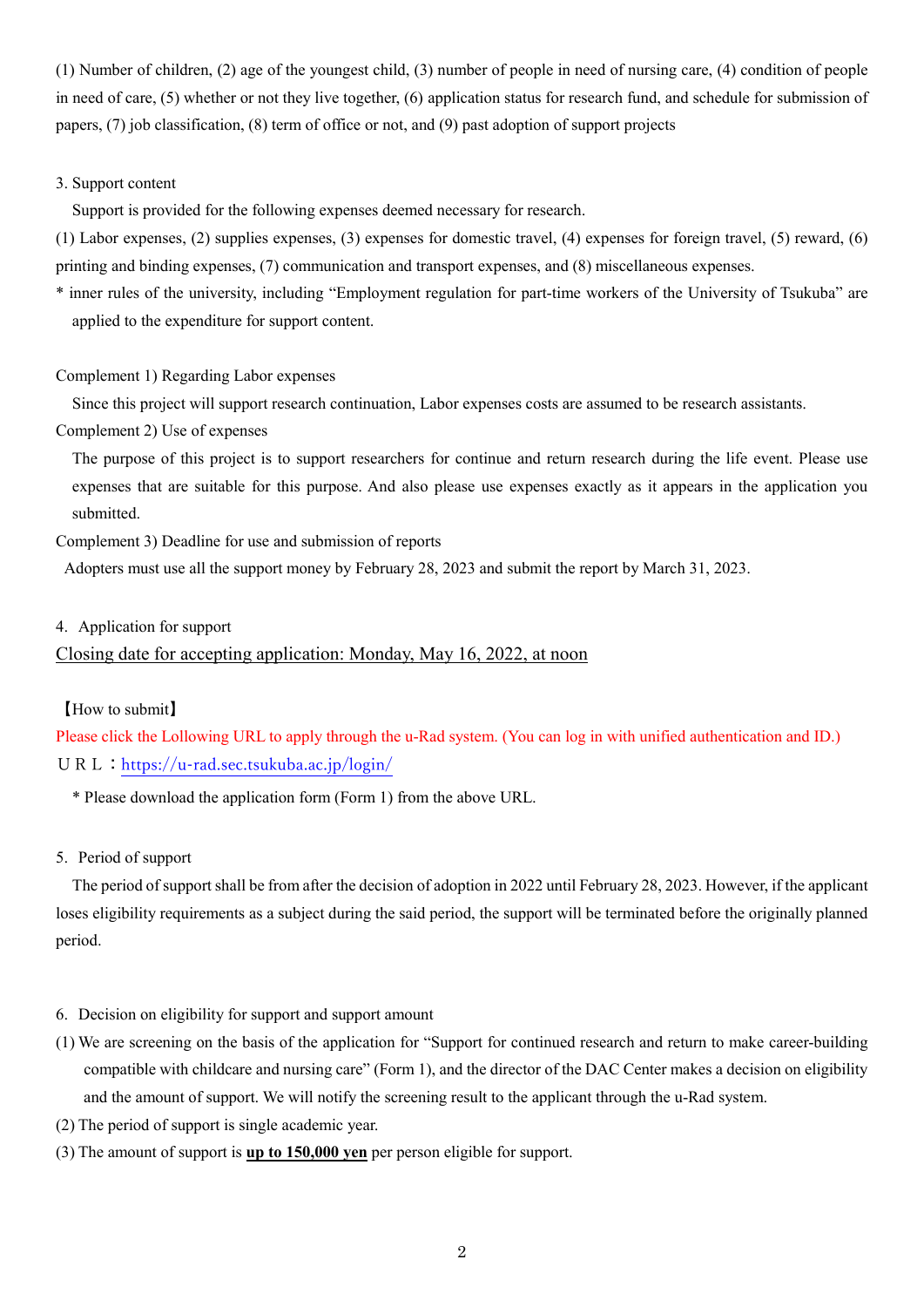(1) Number of children, (2) age of the youngest child, (3) number of people in need of nursing care, (4) condition of people in need of care, (5) whether or not they live together, (6) application status for research fund, and schedule for submission of papers, (7) job classification, (8) term of office or not, and (9) past adoption of support projects

3. Support content

Support is provided for the following expenses deemed necessary for research.

(1) Labor expenses, (2) supplies expenses, (3) expenses for domestic travel, (4) expenses for foreign travel, (5) reward, (6) printing and binding expenses, (7) communication and transport expenses, and (8) miscellaneous expenses.

* inner rules of the university, including "Employment regulation for part-time workers of the University of Tsukuba" are applied to the expenditure for support content.

Complement 1) Regarding Labor expenses

Since this project will support research continuation, Labor expenses costs are assumed to be research assistants.

Complement 2) Use of expenses

The purpose of this project is to support researchers for continue and return research during the life event. Please use expenses that are suitable for this purpose. And also please use expenses exactly as it appears in the application you submitted.

Complement 3) Deadline for use and submission of reports

Adopters must use all the support money by February 28, 2023 and submit the report by March 31, 2023.

4. Application for support

<u>Closing date for accepting application: Monday, May 16, 2022, at noon</u>

【How to submit】

Please click the Lollowing URL to apply through the u-Rad system. (You can log in with unified authentication and ID.)

ＵＲＬ：https://u-rad.sec.tsukuba.ac.jp/login/

* Please download the application form (Form 1) from the above URL.

5. Period of support

The period of support shall be from after the decision of adoption in 2022 until February 28, 2023. However, if the applicant loses eligibility requirements as a subject during the said period, the support will be terminated before the originally planned period.

6. Decision on eligibility for support and support amount

(1) We are screening on the basis of the application for "Support for continued research and return to make career-building compatible with childcare and nursing care" (Form 1), and the director of the DAC Center makes a decision on eligibility and the amount of support. We will notify the screening result to the applicant through the u-Rad system.

(2) The period of support is single academic year.

(3) The amount of support is **<u>up to 150,000 yen</u>** per person eligible for support.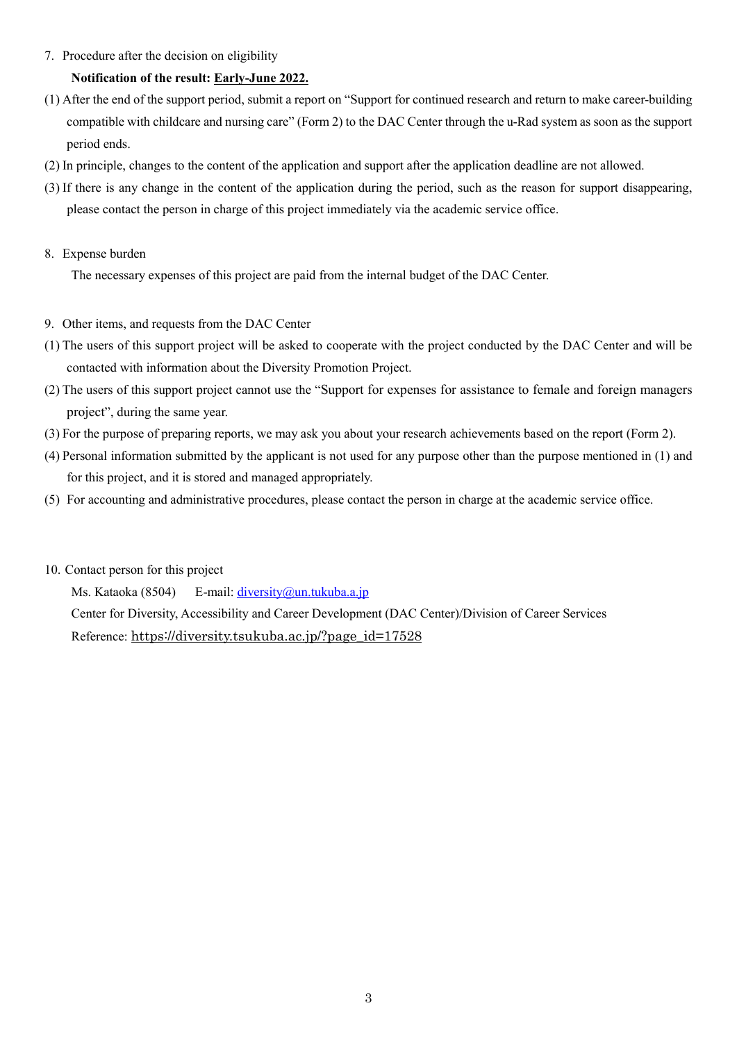7. Procedure after the decision on eligibility

**Notification of the result: <u>Early-June 2022.</u>**

(1) After the end of the support period, submit a report on "Support for continued research and return to make career-building compatible with childcare and nursing care" (Form 2) to the DAC Center through the u-Rad system as soon as the support period ends.

(2) In principle, changes to the content of the application and support after the application deadline are not allowed.

(3) If there is any change in the content of the application during the period, such as the reason for support disappearing, please contact the person in charge of this project immediately via the academic service office.

8. Expense burden

The necessary expenses of this project are paid from the internal budget of the DAC Center.

9. Other items, and requests from the DAC Center

(1) The users of this support project will be asked to cooperate with the project conducted by the DAC Center and will be contacted with information about the Diversity Promotion Project.

(2) The users of this support project cannot use the "Support for expenses for assistance to female and foreign managers project", during the same year.

(3) For the purpose of preparing reports, we may ask you about your research achievements based on the report (Form 2).

(4) Personal information submitted by the applicant is not used for any purpose other than the purpose mentioned in (1) and for this project, and it is stored and managed appropriately.

(5) For accounting and administrative procedures, please contact the person in charge at the academic service office.

10. Contact person for this project

Ms. Kataoka (8504)　E-mail: diversity@un.tukuba.a.jp

Center for Diversity, Accessibility and Career Development (DAC Center)/Division of Career Services

Reference: https://diversity.tsukuba.ac.jp/?page_id=17528